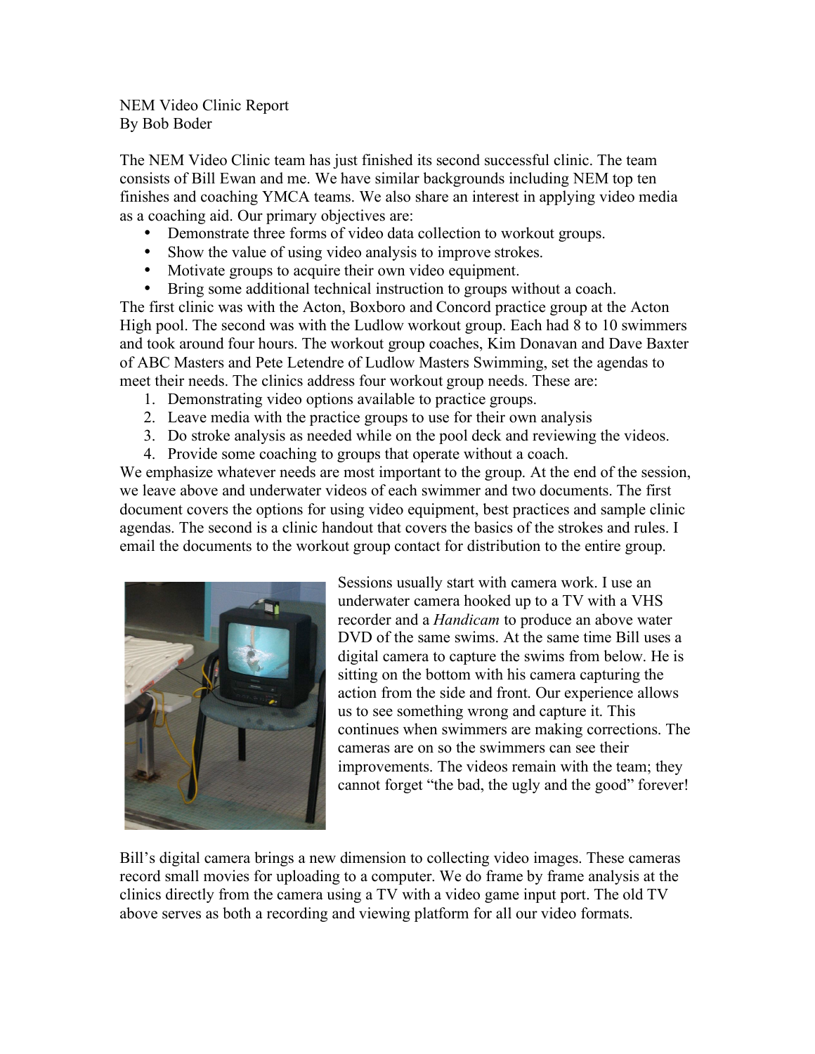NEM Video Clinic Report
By Bob Boder

The NEM Video Clinic team has just finished its second successful clinic. The team consists of Bill Ewan and me. We have similar backgrounds including NEM top ten finishes and coaching YMCA teams. We also share an interest in applying video media as a coaching aid. Our primary objectives are:

- Demonstrate three forms of video data collection to workout groups.
- Show the value of using video analysis to improve strokes.
- Motivate groups to acquire their own video equipment.
- Bring some additional technical instruction to groups without a coach.

The first clinic was with the Acton, Boxboro and Concord practice group at the Acton High pool. The second was with the Ludlow workout group. Each had 8 to 10 swimmers and took around four hours. The workout group coaches, Kim Donavan and Dave Baxter of ABC Masters and Pete Letendre of Ludlow Masters Swimming, set the agendas to meet their needs. The clinics address four workout group needs. These are:

1. Demonstrating video options available to practice groups.
2. Leave media with the practice groups to use for their own analysis
3. Do stroke analysis as needed while on the pool deck and reviewing the videos.
4. Provide some coaching to groups that operate without a coach.

We emphasize whatever needs are most important to the group. At the end of the session, we leave above and underwater videos of each swimmer and two documents. The first document covers the options for using video equipment, best practices and sample clinic agendas. The second is a clinic handout that covers the basics of the strokes and rules. I email the documents to the workout group contact for distribution to the entire group.

Sessions usually start with camera work. I use an underwater camera hooked up to a TV with a VHS recorder and a *Handicam* to produce an above water DVD of the same swims. At the same time Bill uses a digital camera to capture the swims from below. He is sitting on the bottom with his camera capturing the action from the side and front. Our experience allows us to see something wrong and capture it. This continues when swimmers are making corrections. The cameras are on so the swimmers can see their improvements. The videos remain with the team; they cannot forget "the bad, the ugly and the good" forever!

Bill's digital camera brings a new dimension to collecting video images. These cameras record small movies for uploading to a computer. We do frame by frame analysis at the clinics directly from the camera using a TV with a video game input port. The old TV above serves as both a recording and viewing platform for all our video formats.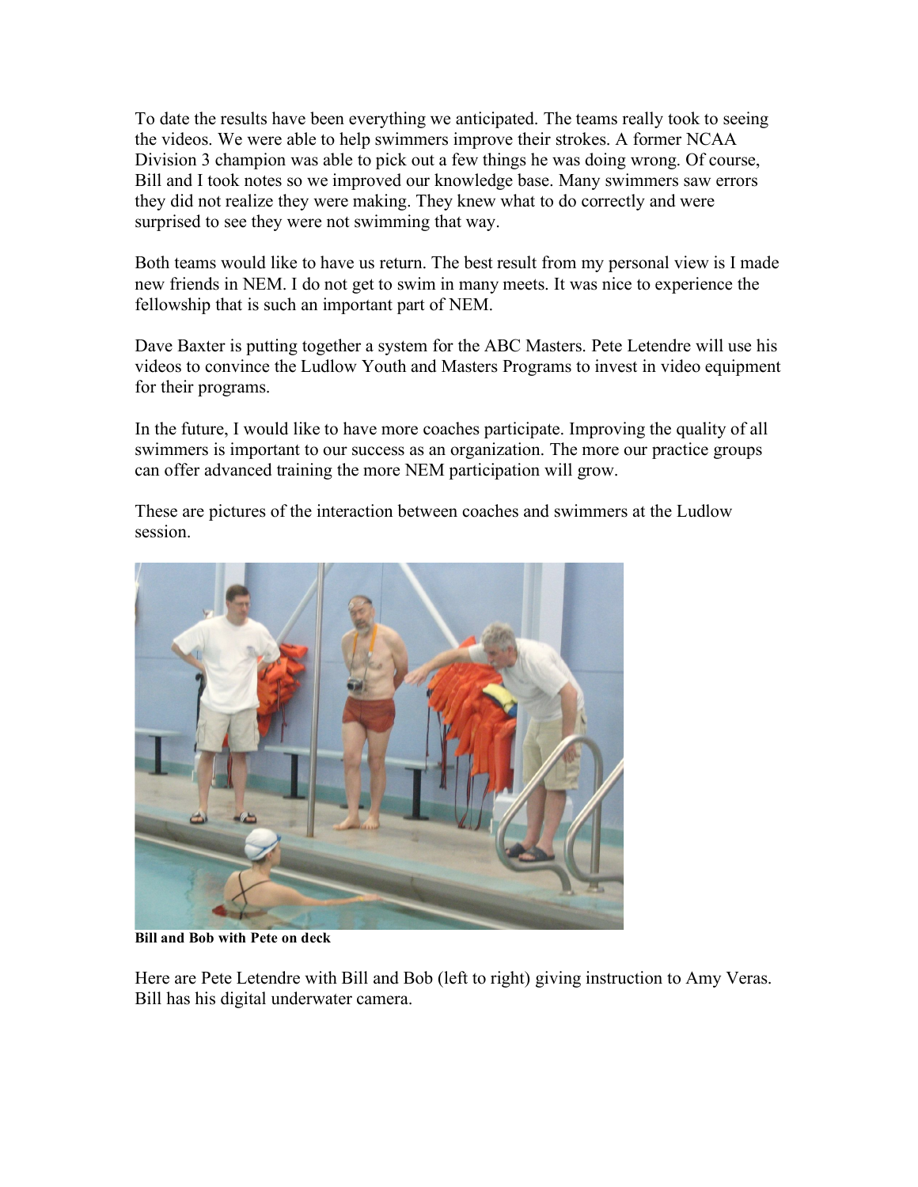To date the results have been everything we anticipated. The teams really took to seeing the videos. We were able to help swimmers improve their strokes. A former NCAA Division 3 champion was able to pick out a few things he was doing wrong. Of course, Bill and I took notes so we improved our knowledge base. Many swimmers saw errors they did not realize they were making. They knew what to do correctly and were surprised to see they were not swimming that way.

Both teams would like to have us return. The best result from my personal view is I made new friends in NEM. I do not get to swim in many meets. It was nice to experience the fellowship that is such an important part of NEM.

Dave Baxter is putting together a system for the ABC Masters. Pete Letendre will use his videos to convince the Ludlow Youth and Masters Programs to invest in video equipment for their programs.

In the future, I would like to have more coaches participate. Improving the quality of all swimmers is important to our success as an organization. The more our practice groups can offer advanced training the more NEM participation will grow.

These are pictures of the interaction between coaches and swimmers at the Ludlow session.

**Bill and Bob with Pete on deck**

Here are Pete Letendre with Bill and Bob (left to right) giving instruction to Amy Veras. Bill has his digital underwater camera.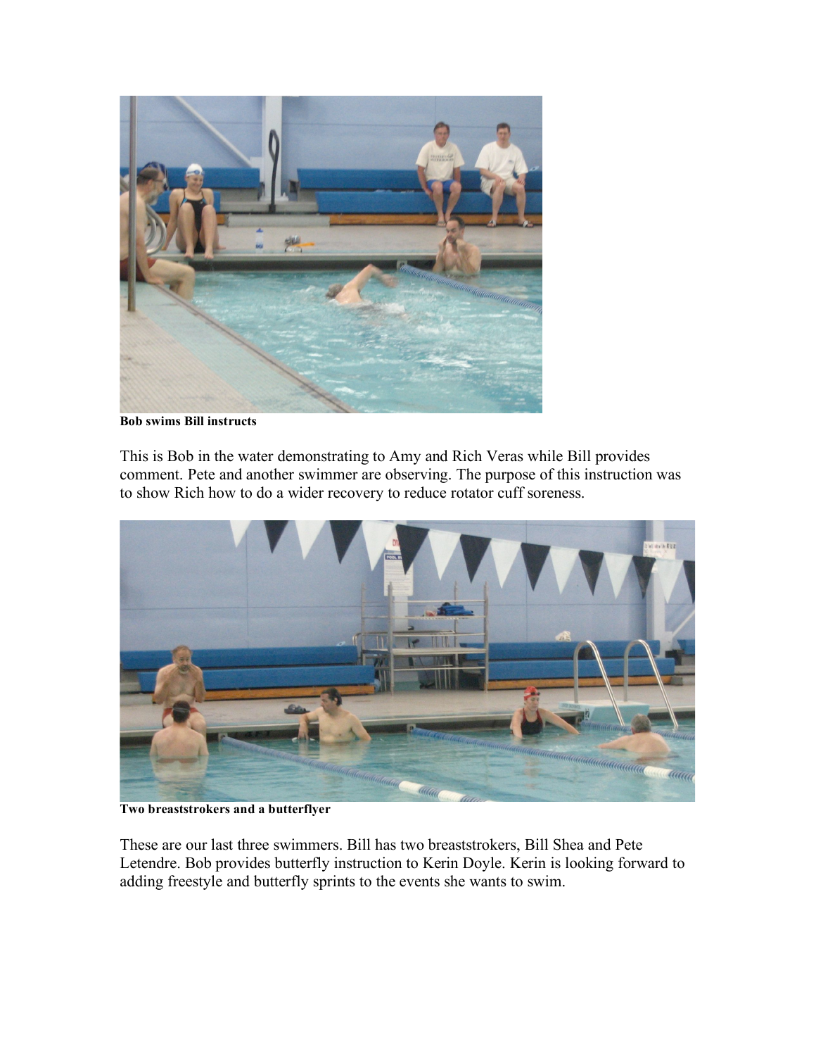**Bob swims Bill instructs**

This is Bob in the water demonstrating to Amy and Rich Veras while Bill provides comment. Pete and another swimmer are observing. The purpose of this instruction was to show Rich how to do a wider recovery to reduce rotator cuff soreness.

**Two breaststrokers and a butterflyer**

These are our last three swimmers. Bill has two breaststrokers, Bill Shea and Pete Letendre. Bob provides butterfly instruction to Kerin Doyle. Kerin is looking forward to adding freestyle and butterfly sprints to the events she wants to swim.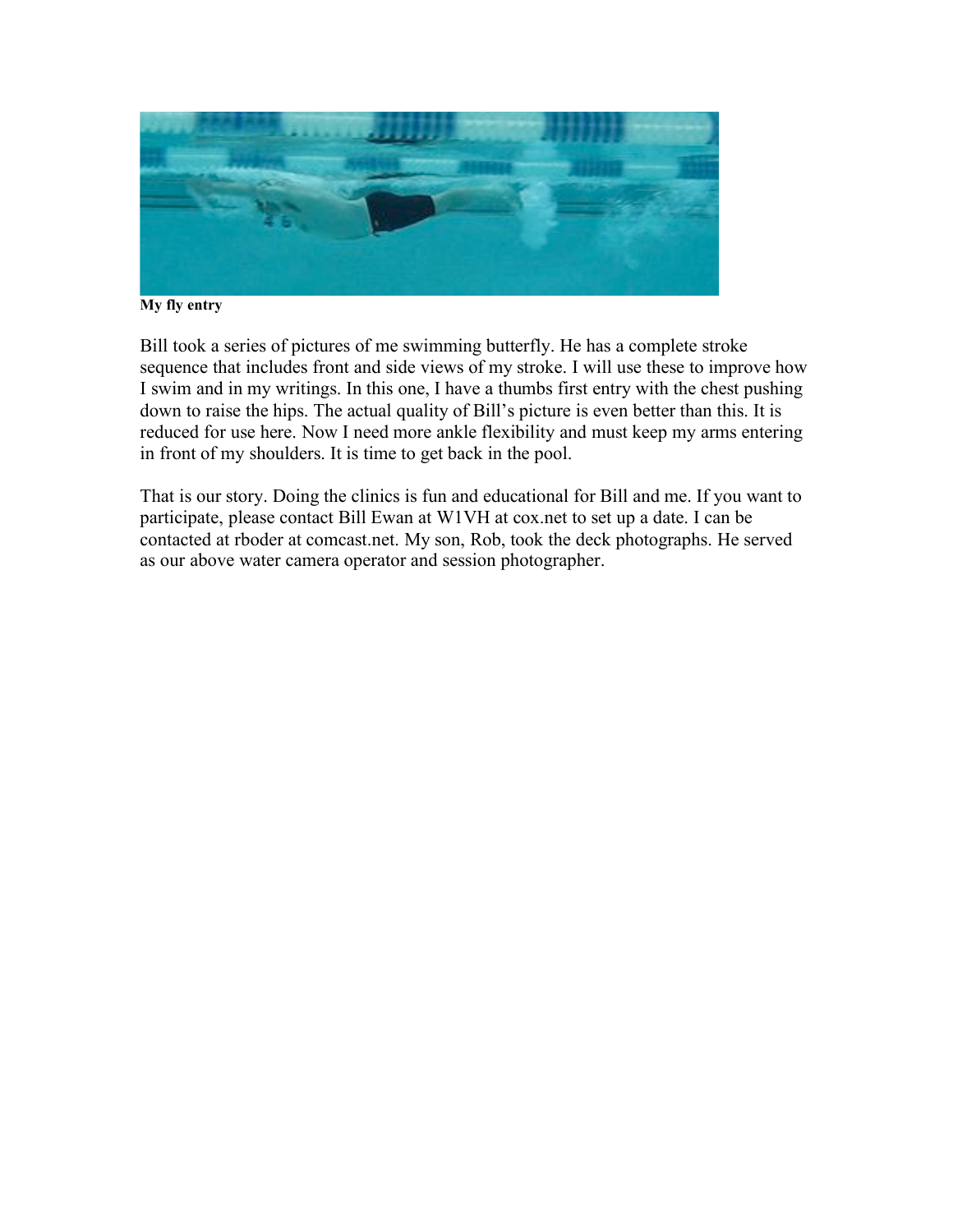**My fly entry**

Bill took a series of pictures of me swimming butterfly. He has a complete stroke sequence that includes front and side views of my stroke. I will use these to improve how I swim and in my writings. In this one, I have a thumbs first entry with the chest pushing down to raise the hips. The actual quality of Bill's picture is even better than this. It is reduced for use here. Now I need more ankle flexibility and must keep my arms entering in front of my shoulders. It is time to get back in the pool.

That is our story. Doing the clinics is fun and educational for Bill and me. If you want to participate, please contact Bill Ewan at W1VH at cox.net to set up a date. I can be contacted at rboder at comcast.net. My son, Rob, took the deck photographs. He served as our above water camera operator and session photographer.